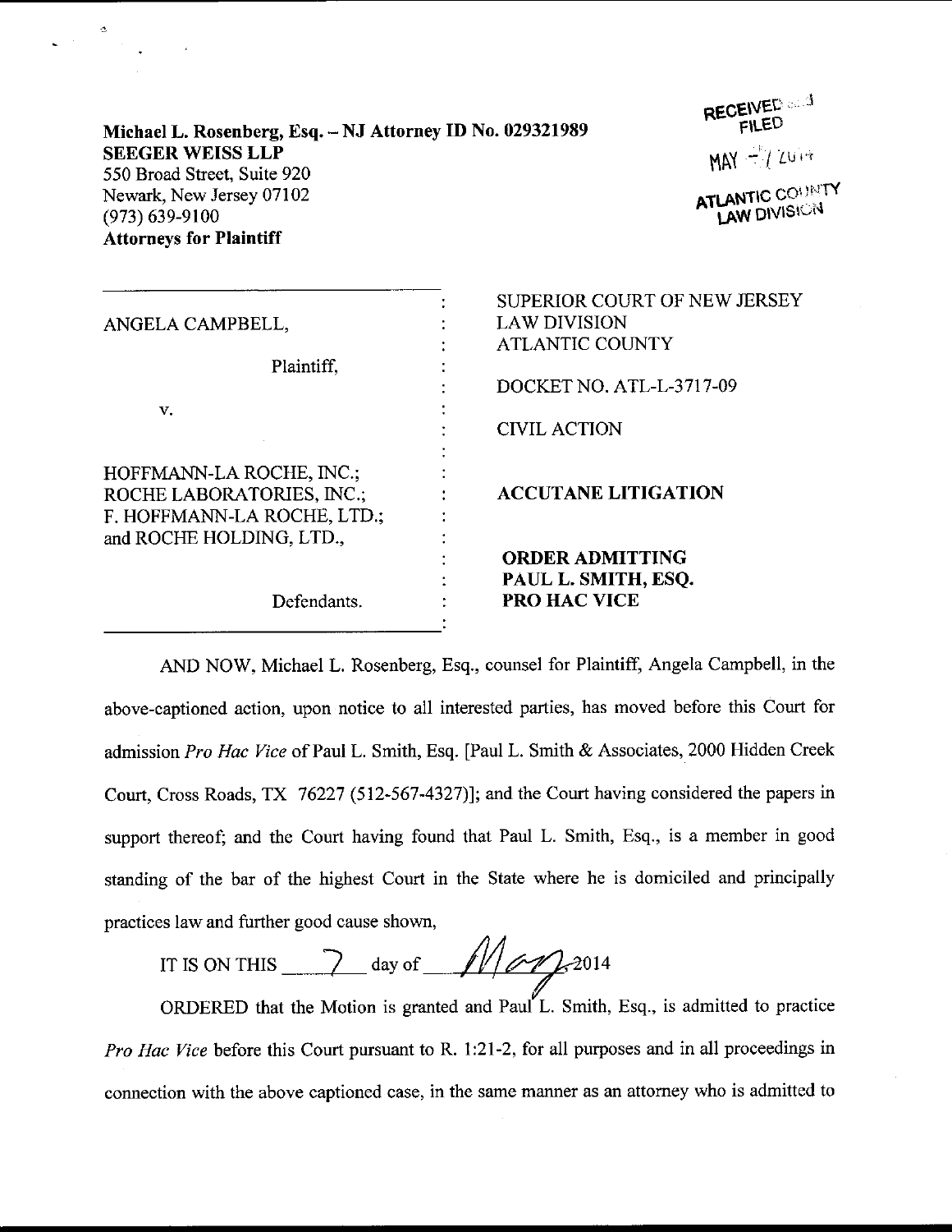Michael L. Rosenberg, Esq. – NJ Attorney ID No. 029321989
**SEEGER WEISS LLP**
550 Broad Street, Suite 920
Newark, New Jersey 07102
(973) 639-9100
**Attorneys for Plaintiff**

RECEIVED AND FILED
MAY - 7 2014
ATLANTIC COUNTY LAW DIVISION

| | | |
|---|---|---|
| ANGELA CAMPBELL, | : | SUPERIOR COURT OF NEW JERSEY LAW DIVISION ATLANTIC COUNTY |
| Plaintiff, | : | DOCKET NO. ATL-L-3717-09 |
| v. | : | CIVIL ACTION |
| HOFFMANN-LA ROCHE, INC.; ROCHE LABORATORIES, INC.; F. HOFFMANN-LA ROCHE, LTD.; and ROCHE HOLDING, LTD., | : | **ACCUTANE LITIGATION** |
| Defendants. | : | **ORDER ADMITTING PAUL L. SMITH, ESQ. PRO HAC VICE** |

AND NOW, Michael L. Rosenberg, Esq., counsel for Plaintiff, Angela Campbell, in the above-captioned action, upon notice to all interested parties, has moved before this Court for admission *Pro Hac Vice* of Paul L. Smith, Esq. [Paul L. Smith & Associates, 2000 Hidden Creek Court, Cross Roads, TX 76227 (512-567-4327)]; and the Court having considered the papers in support thereof; and the Court having found that Paul L. Smith, Esq., is a member in good standing of the bar of the highest Court in the State where he is domiciled and principally practices law and further good cause shown,

IT IS ON THIS 7 day of May 2014

ORDERED that the Motion is granted and Paul L. Smith, Esq., is admitted to practice *Pro Hac Vice* before this Court pursuant to R. 1:21-2, for all purposes and in all proceedings in connection with the above captioned case, in the same manner as an attorney who is admitted to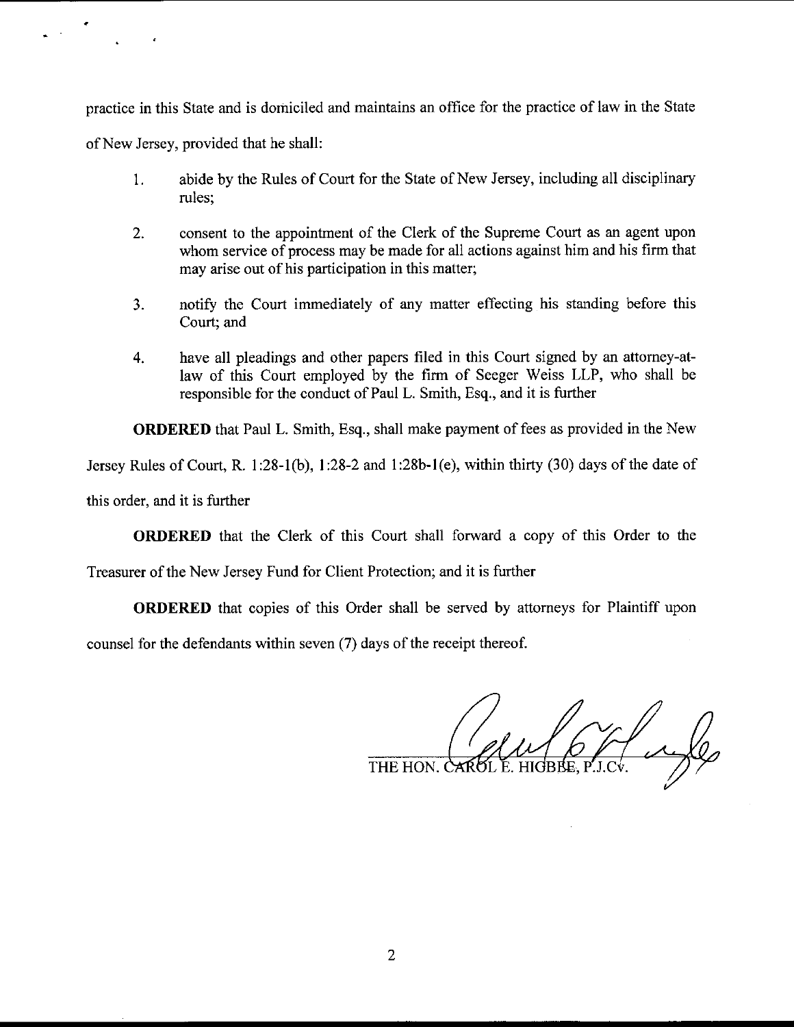practice in this State and is domiciled and maintains an office for the practice of law in the State of New Jersey, provided that he shall:

1. abide by the Rules of Court for the State of New Jersey, including all disciplinary rules;

2. consent to the appointment of the Clerk of the Supreme Court as an agent upon whom service of process may be made for all actions against him and his firm that may arise out of his participation in this matter;

3. notify the Court immediately of any matter effecting his standing before this Court; and

4. have all pleadings and other papers filed in this Court signed by an attorney-at-law of this Court employed by the firm of Seeger Weiss LLP, who shall be responsible for the conduct of Paul L. Smith, Esq., and it is further

**ORDERED** that Paul L. Smith, Esq., shall make payment of fees as provided in the New Jersey Rules of Court, R. 1:28-1(b), 1:28-2 and 1:28b-1(e), within thirty (30) days of the date of this order, and it is further

**ORDERED** that the Clerk of this Court shall forward a copy of this Order to the Treasurer of the New Jersey Fund for Client Protection; and it is further

**ORDERED** that copies of this Order shall be served by attorneys for Plaintiff upon counsel for the defendants within seven (7) days of the receipt thereof.

THE HON. CAROL E. HIGBEE, P.J.Cv.